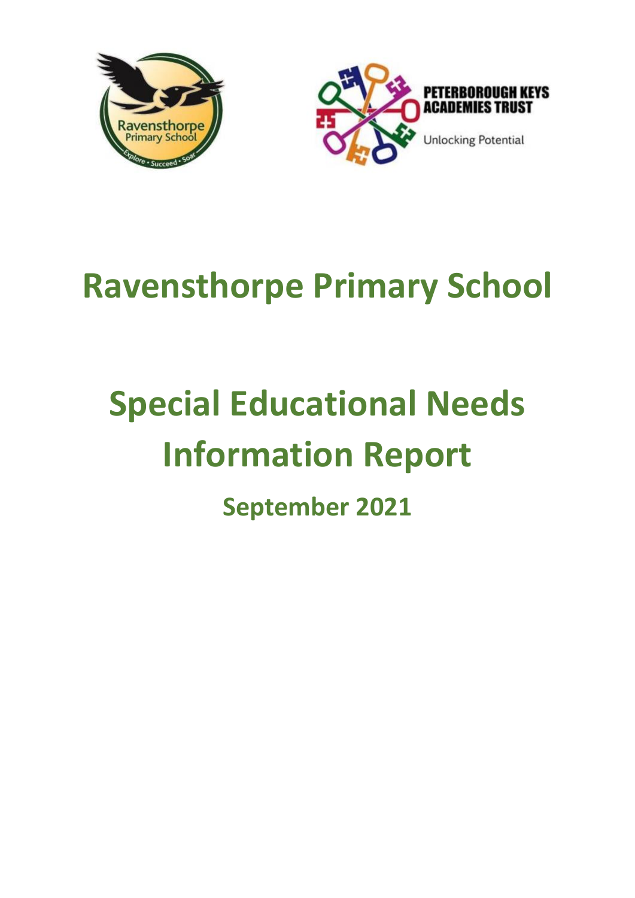# Ravensthorpe Primary School

# Special Educational Needs Information Report

## September 2021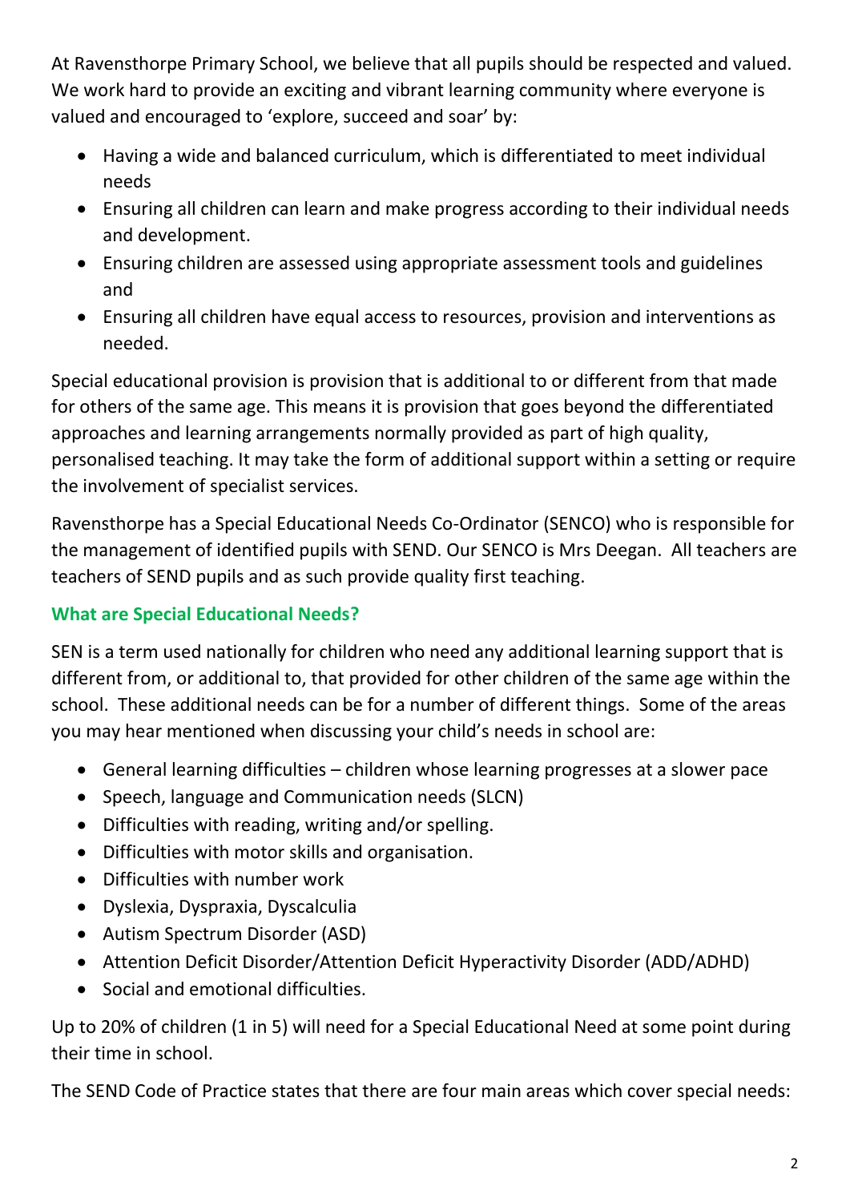At Ravensthorpe Primary School, we believe that all pupils should be respected and valued. We work hard to provide an exciting and vibrant learning community where everyone is valued and encouraged to 'explore, succeed and soar' by:

- Having a wide and balanced curriculum, which is differentiated to meet individual needs
- Ensuring all children can learn and make progress according to their individual needs and development.
- Ensuring children are assessed using appropriate assessment tools and guidelines and
- Ensuring all children have equal access to resources, provision and interventions as needed.

Special educational provision is provision that is additional to or different from that made for others of the same age. This means it is provision that goes beyond the differentiated approaches and learning arrangements normally provided as part of high quality, personalised teaching. It may take the form of additional support within a setting or require the involvement of specialist services.

Ravensthorpe has a Special Educational Needs Co-Ordinator (SENCO) who is responsible for the management of identified pupils with SEND. Our SENCO is Mrs Deegan. All teachers are teachers of SEND pupils and as such provide quality first teaching.

### What are Special Educational Needs?

SEN is a term used nationally for children who need any additional learning support that is different from, or additional to, that provided for other children of the same age within the school. These additional needs can be for a number of different things. Some of the areas you may hear mentioned when discussing your child's needs in school are:

- General learning difficulties – children whose learning progresses at a slower pace
- Speech, language and Communication needs (SLCN)
- Difficulties with reading, writing and/or spelling.
- Difficulties with motor skills and organisation.
- Difficulties with number work
- Dyslexia, Dyspraxia, Dyscalculia
- Autism Spectrum Disorder (ASD)
- Attention Deficit Disorder/Attention Deficit Hyperactivity Disorder (ADD/ADHD)
- Social and emotional difficulties.

Up to 20% of children (1 in 5) will need for a Special Educational Need at some point during their time in school.

The SEND Code of Practice states that there are four main areas which cover special needs: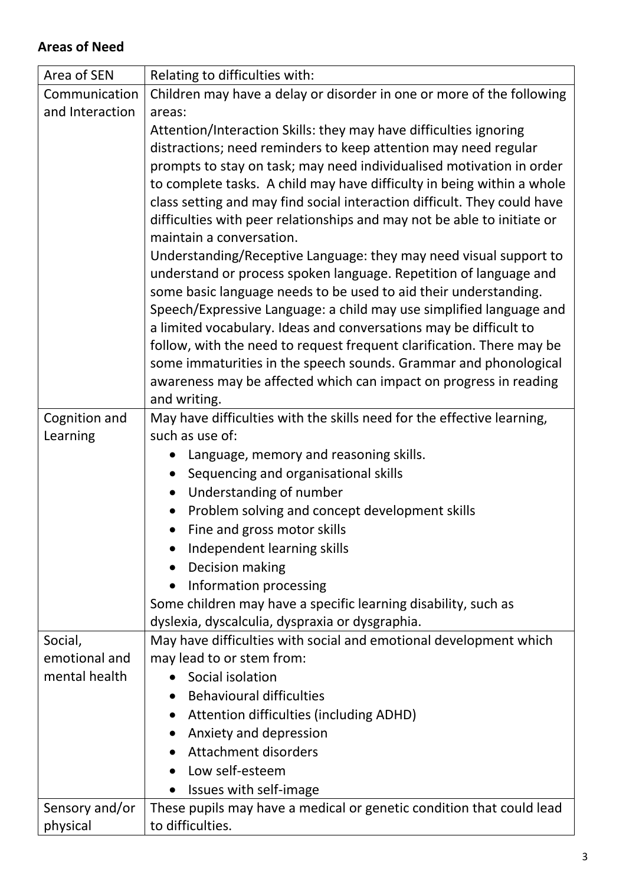**Areas of Need**

| Area of SEN | Relating to difficulties with: |
|---|---|
| Communication and Interaction | Children may have a delay or disorder in one or more of the following areas:<br>Attention/Interaction Skills: they may have difficulties ignoring distractions; need reminders to keep attention may need regular prompts to stay on task; may need individualised motivation in order to complete tasks. A child may have difficulty in being within a whole class setting and may find social interaction difficult. They could have difficulties with peer relationships and may not be able to initiate or maintain a conversation.<br>Understanding/Receptive Language: they may need visual support to understand or process spoken language. Repetition of language and some basic language needs to be used to aid their understanding.<br>Speech/Expressive Language: a child may use simplified language and a limited vocabulary. Ideas and conversations may be difficult to follow, with the need to request frequent clarification. There may be some immaturities in the speech sounds. Grammar and phonological awareness may be affected which can impact on progress in reading and writing. |
| Cognition and Learning | May have difficulties with the skills need for the effective learning, such as use of:<br>• Language, memory and reasoning skills.<br>• Sequencing and organisational skills<br>• Understanding of number<br>• Problem solving and concept development skills<br>• Fine and gross motor skills<br>• Independent learning skills<br>• Decision making<br>• Information processing<br>Some children may have a specific learning disability, such as dyslexia, dyscalculia, dyspraxia or dysgraphia. |
| Social, emotional and mental health | May have difficulties with social and emotional development which may lead to or stem from:<br>• Social isolation<br>• Behavioural difficulties<br>• Attention difficulties (including ADHD)<br>• Anxiety and depression<br>• Attachment disorders<br>• Low self-esteem<br>• Issues with self-image |
| Sensory and/or physical | These pupils may have a medical or genetic condition that could lead to difficulties. |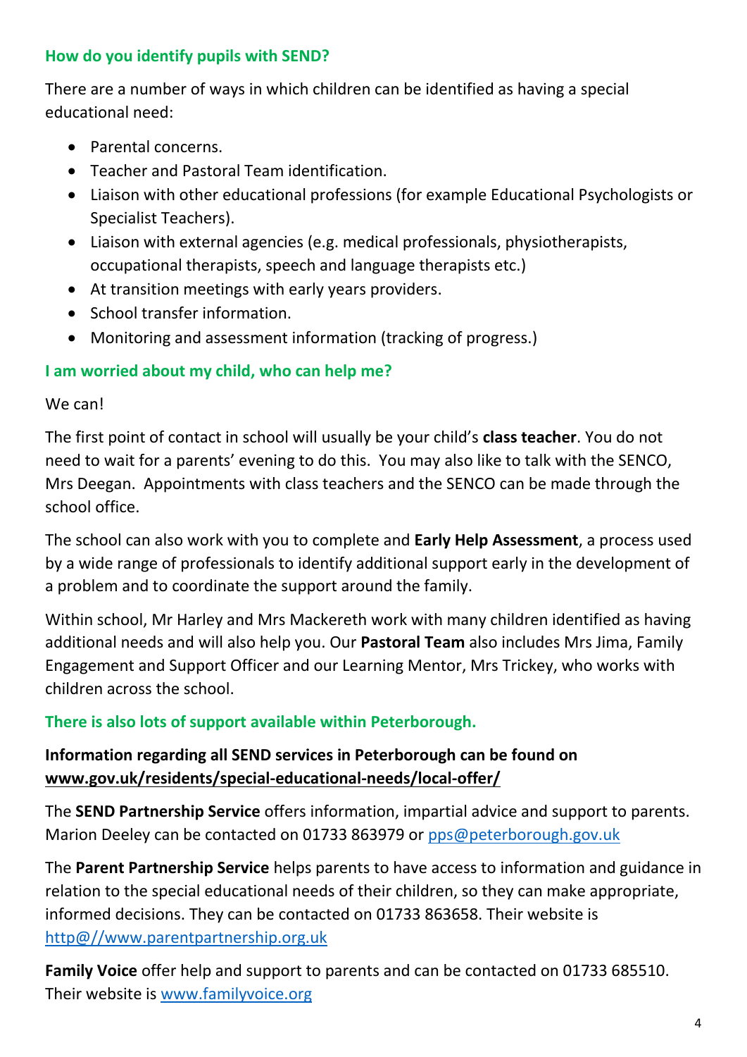### How do you identify pupils with SEND?

There are a number of ways in which children can be identified as having a special educational need:

- Parental concerns.
- Teacher and Pastoral Team identification.
- Liaison with other educational professions (for example Educational Psychologists or Specialist Teachers).
- Liaison with external agencies (e.g. medical professionals, physiotherapists, occupational therapists, speech and language therapists etc.)
- At transition meetings with early years providers.
- School transfer information.
- Monitoring and assessment information (tracking of progress.)

### I am worried about my child, who can help me?

We can!

The first point of contact in school will usually be your child's **class teacher**. You do not need to wait for a parents' evening to do this. You may also like to talk with the SENCO, Mrs Deegan. Appointments with class teachers and the SENCO can be made through the school office.

The school can also work with you to complete and **Early Help Assessment**, a process used by a wide range of professionals to identify additional support early in the development of a problem and to coordinate the support around the family.

Within school, Mr Harley and Mrs Mackereth work with many children identified as having additional needs and will also help you. Our **Pastoral Team** also includes Mrs Jima, Family Engagement and Support Officer and our Learning Mentor, Mrs Trickey, who works with children across the school.

### There is also lots of support available within Peterborough.

**Information regarding all SEND services in Peterborough can be found on <u>www.gov.uk/residents/special-educational-needs/local-offer/</u>**

The **SEND Partnership Service** offers information, impartial advice and support to parents. Marion Deeley can be contacted on 01733 863979 or pps@peterborough.gov.uk

The **Parent Partnership Service** helps parents to have access to information and guidance in relation to the special educational needs of their children, so they can make appropriate, informed decisions. They can be contacted on 01733 863658. Their website is http@//www.parentpartnership.org.uk

**Family Voice** offer help and support to parents and can be contacted on 01733 685510. Their website is www.familyvoice.org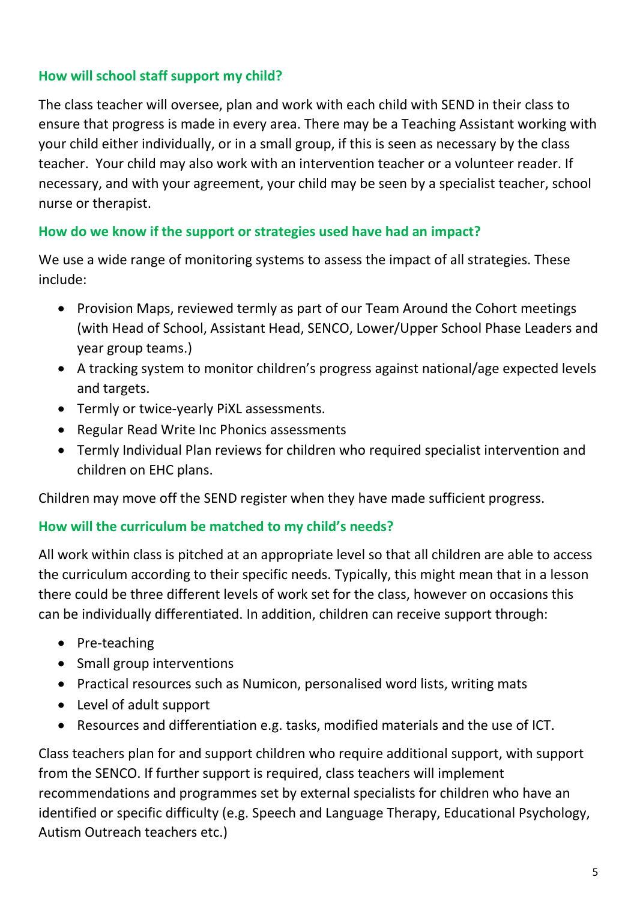## How will school staff support my child?

The class teacher will oversee, plan and work with each child with SEND in their class to ensure that progress is made in every area. There may be a Teaching Assistant working with your child either individually, or in a small group, if this is seen as necessary by the class teacher. Your child may also work with an intervention teacher or a volunteer reader. If necessary, and with your agreement, your child may be seen by a specialist teacher, school nurse or therapist.

## How do we know if the support or strategies used have had an impact?

We use a wide range of monitoring systems to assess the impact of all strategies. These include:

- Provision Maps, reviewed termly as part of our Team Around the Cohort meetings (with Head of School, Assistant Head, SENCO, Lower/Upper School Phase Leaders and year group teams.)
- A tracking system to monitor children's progress against national/age expected levels and targets.
- Termly or twice-yearly PiXL assessments.
- Regular Read Write Inc Phonics assessments
- Termly Individual Plan reviews for children who required specialist intervention and children on EHC plans.

Children may move off the SEND register when they have made sufficient progress.

## How will the curriculum be matched to my child's needs?

All work within class is pitched at an appropriate level so that all children are able to access the curriculum according to their specific needs. Typically, this might mean that in a lesson there could be three different levels of work set for the class, however on occasions this can be individually differentiated. In addition, children can receive support through:

- Pre-teaching
- Small group interventions
- Practical resources such as Numicon, personalised word lists, writing mats
- Level of adult support
- Resources and differentiation e.g. tasks, modified materials and the use of ICT.

Class teachers plan for and support children who require additional support, with support from the SENCO. If further support is required, class teachers will implement recommendations and programmes set by external specialists for children who have an identified or specific difficulty (e.g. Speech and Language Therapy, Educational Psychology, Autism Outreach teachers etc.)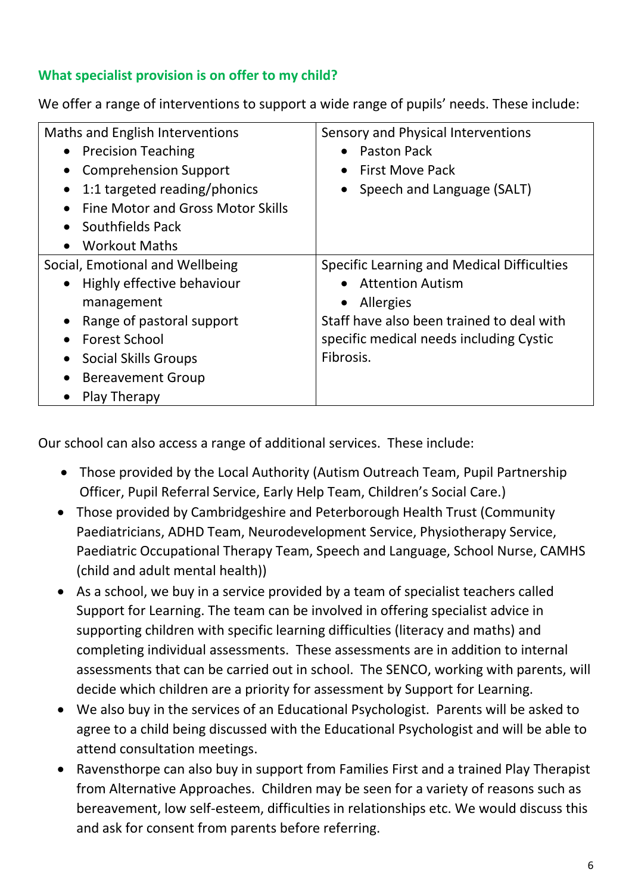## What specialist provision is on offer to my child?

We offer a range of interventions to support a wide range of pupils' needs. These include:

| Maths and English Interventions | Sensory and Physical Interventions |
|---|---|
| • Precision Teaching<br>• Comprehension Support<br>• 1:1 targeted reading/phonics<br>• Fine Motor and Gross Motor Skills<br>• Southfields Pack<br>• Workout Maths | • Paston Pack<br>• First Move Pack<br>• Speech and Language (SALT) |
| **Social, Emotional and Wellbeing** | **Specific Learning and Medical Difficulties** |
| • Highly effective behaviour management<br>• Range of pastoral support<br>• Forest School<br>• Social Skills Groups<br>• Bereavement Group<br>• Play Therapy | • Attention Autism<br>• Allergies<br>Staff have also been trained to deal with specific medical needs including Cystic Fibrosis. |

Our school can also access a range of additional services. These include:

- Those provided by the Local Authority (Autism Outreach Team, Pupil Partnership Officer, Pupil Referral Service, Early Help Team, Children's Social Care.)
- Those provided by Cambridgeshire and Peterborough Health Trust (Community Paediatricians, ADHD Team, Neurodevelopment Service, Physiotherapy Service, Paediatric Occupational Therapy Team, Speech and Language, School Nurse, CAMHS (child and adult mental health))
- As a school, we buy in a service provided by a team of specialist teachers called Support for Learning. The team can be involved in offering specialist advice in supporting children with specific learning difficulties (literacy and maths) and completing individual assessments. These assessments are in addition to internal assessments that can be carried out in school. The SENCO, working with parents, will decide which children are a priority for assessment by Support for Learning.
- We also buy in the services of an Educational Psychologist. Parents will be asked to agree to a child being discussed with the Educational Psychologist and will be able to attend consultation meetings.
- Ravensthorpe can also buy in support from Families First and a trained Play Therapist from Alternative Approaches. Children may be seen for a variety of reasons such as bereavement, low self-esteem, difficulties in relationships etc. We would discuss this and ask for consent from parents before referring.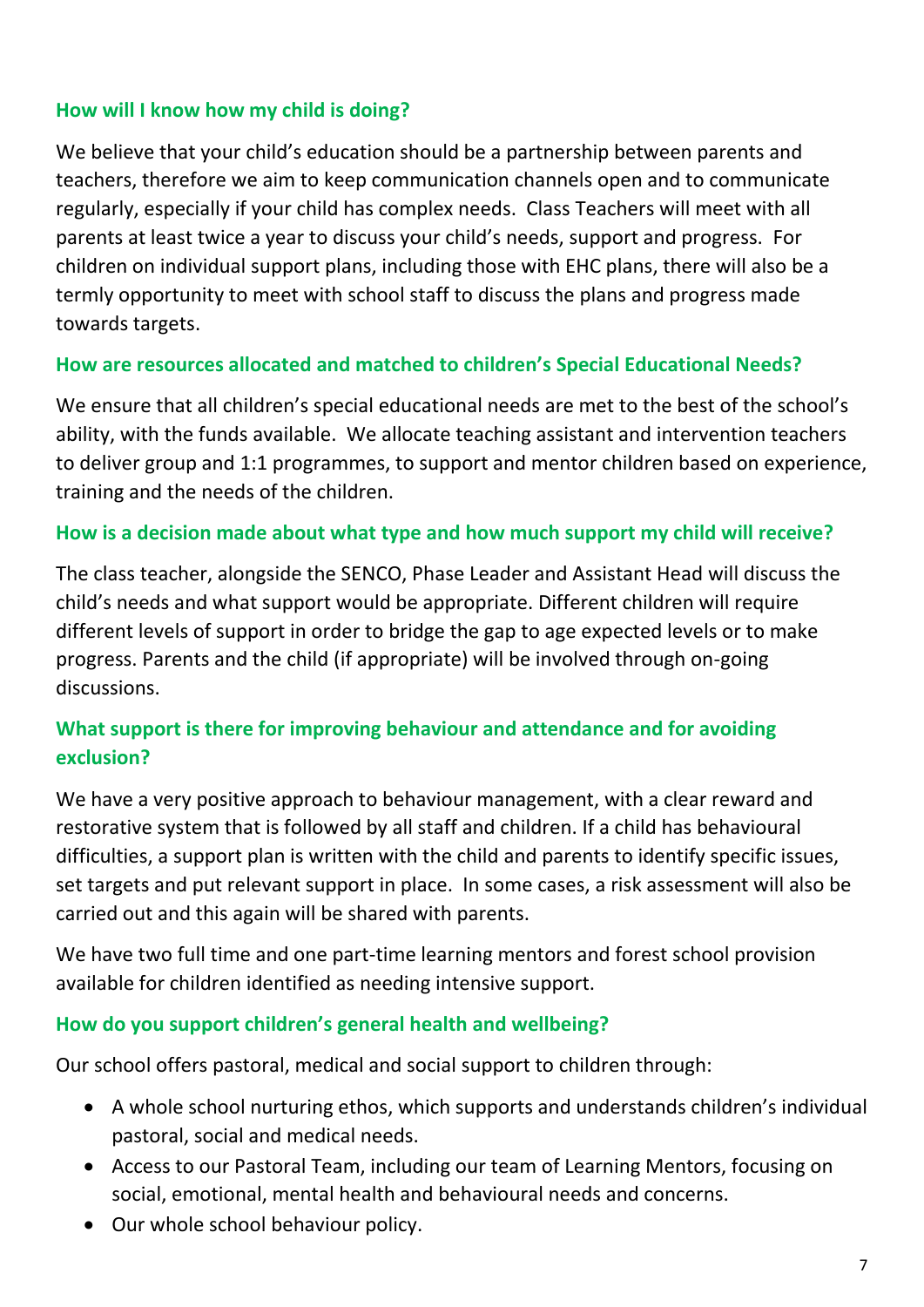### How will I know how my child is doing?

We believe that your child's education should be a partnership between parents and teachers, therefore we aim to keep communication channels open and to communicate regularly, especially if your child has complex needs. Class Teachers will meet with all parents at least twice a year to discuss your child's needs, support and progress. For children on individual support plans, including those with EHC plans, there will also be a termly opportunity to meet with school staff to discuss the plans and progress made towards targets.

### How are resources allocated and matched to children's Special Educational Needs?

We ensure that all children's special educational needs are met to the best of the school's ability, with the funds available. We allocate teaching assistant and intervention teachers to deliver group and 1:1 programmes, to support and mentor children based on experience, training and the needs of the children.

### How is a decision made about what type and how much support my child will receive?

The class teacher, alongside the SENCO, Phase Leader and Assistant Head will discuss the child's needs and what support would be appropriate. Different children will require different levels of support in order to bridge the gap to age expected levels or to make progress. Parents and the child (if appropriate) will be involved through on-going discussions.

### What support is there for improving behaviour and attendance and for avoiding exclusion?

We have a very positive approach to behaviour management, with a clear reward and restorative system that is followed by all staff and children. If a child has behavioural difficulties, a support plan is written with the child and parents to identify specific issues, set targets and put relevant support in place. In some cases, a risk assessment will also be carried out and this again will be shared with parents.

We have two full time and one part-time learning mentors and forest school provision available for children identified as needing intensive support.

### How do you support children's general health and wellbeing?

Our school offers pastoral, medical and social support to children through:

- A whole school nurturing ethos, which supports and understands children's individual pastoral, social and medical needs.
- Access to our Pastoral Team, including our team of Learning Mentors, focusing on social, emotional, mental health and behavioural needs and concerns.
- Our whole school behaviour policy.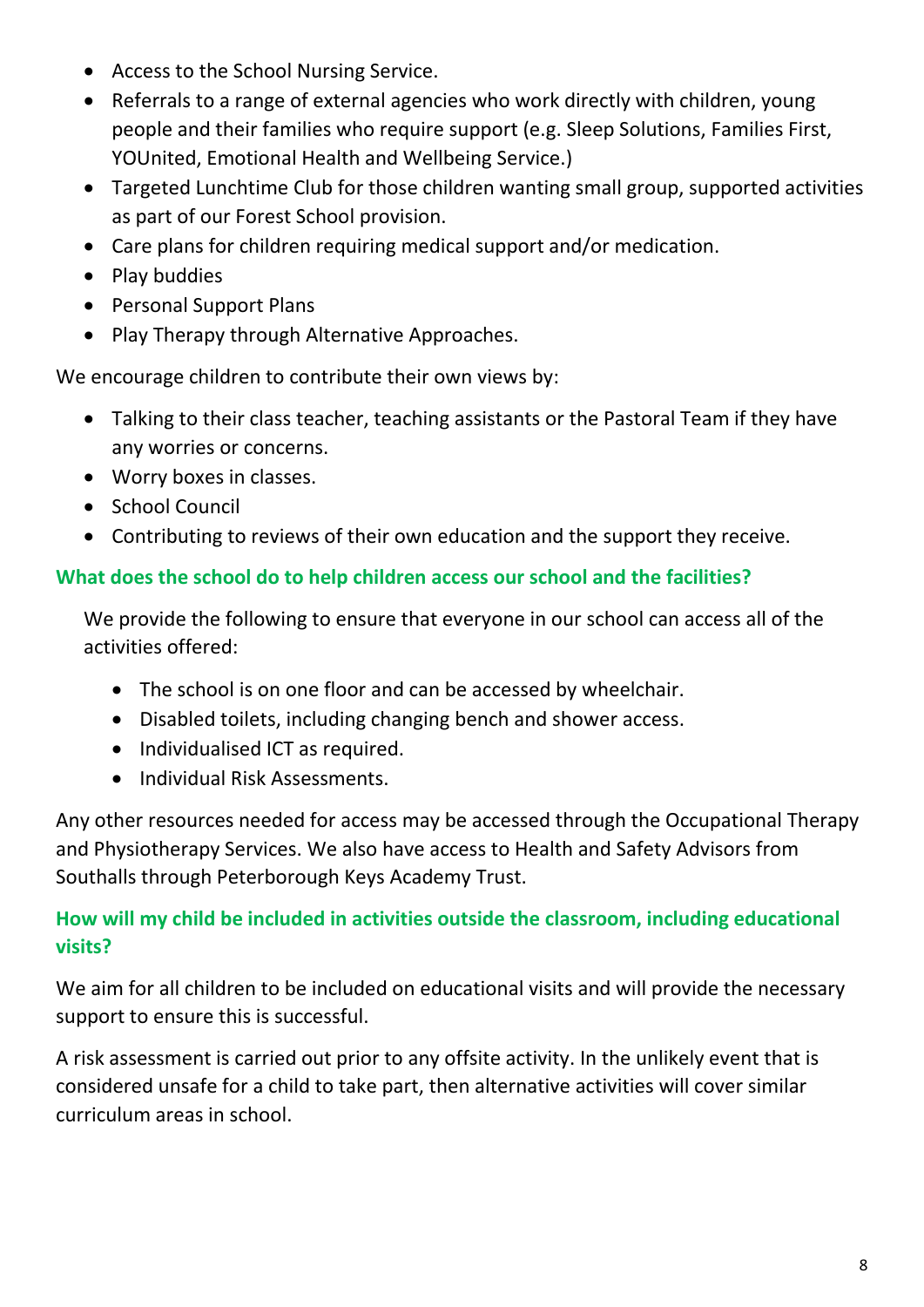- Access to the School Nursing Service.
- Referrals to a range of external agencies who work directly with children, young people and their families who require support (e.g. Sleep Solutions, Families First, YOUnited, Emotional Health and Wellbeing Service.)
- Targeted Lunchtime Club for those children wanting small group, supported activities as part of our Forest School provision.
- Care plans for children requiring medical support and/or medication.
- Play buddies
- Personal Support Plans
- Play Therapy through Alternative Approaches.

We encourage children to contribute their own views by:

- Talking to their class teacher, teaching assistants or the Pastoral Team if they have any worries or concerns.
- Worry boxes in classes.
- School Council
- Contributing to reviews of their own education and the support they receive.

### What does the school do to help children access our school and the facilities?

We provide the following to ensure that everyone in our school can access all of the activities offered:

- The school is on one floor and can be accessed by wheelchair.
- Disabled toilets, including changing bench and shower access.
- Individualised ICT as required.
- Individual Risk Assessments.

Any other resources needed for access may be accessed through the Occupational Therapy and Physiotherapy Services. We also have access to Health and Safety Advisors from Southalls through Peterborough Keys Academy Trust.

### How will my child be included in activities outside the classroom, including educational visits?

We aim for all children to be included on educational visits and will provide the necessary support to ensure this is successful.

A risk assessment is carried out prior to any offsite activity. In the unlikely event that is considered unsafe for a child to take part, then alternative activities will cover similar curriculum areas in school.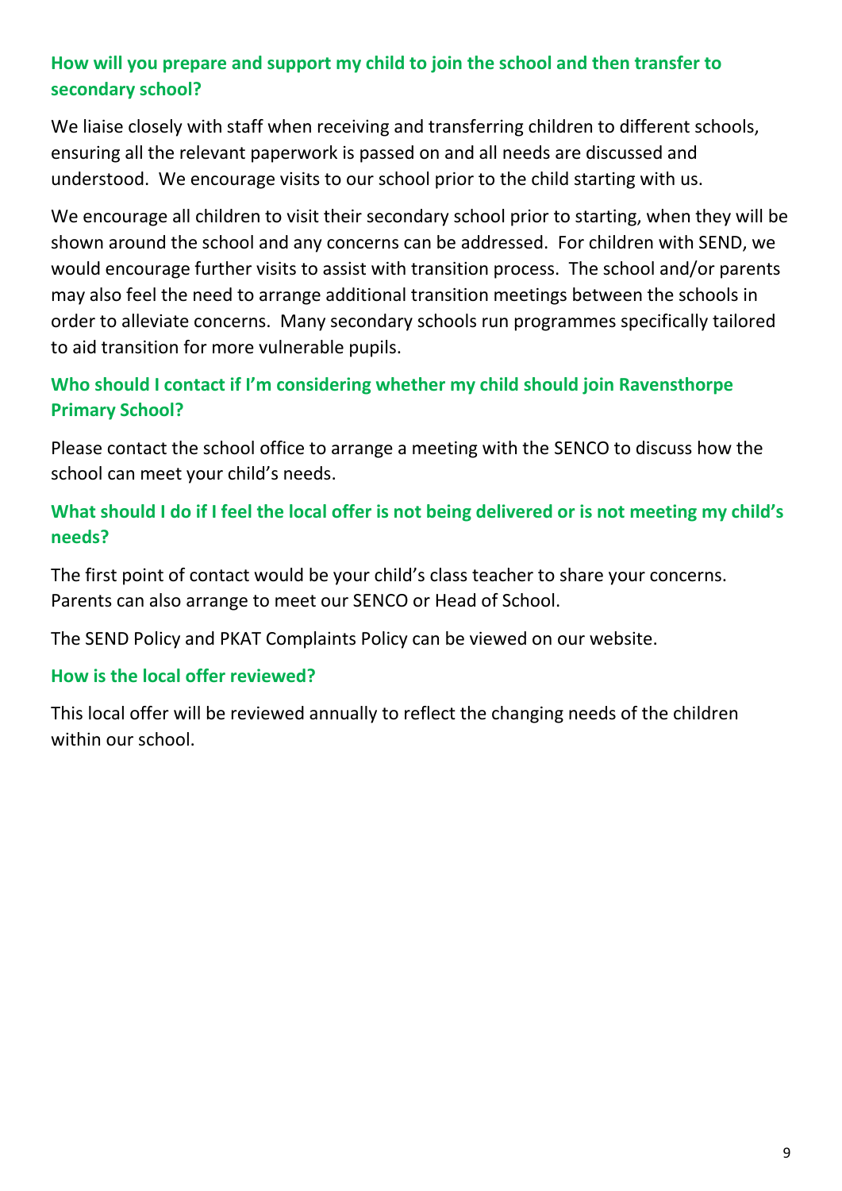### How will you prepare and support my child to join the school and then transfer to secondary school?

We liaise closely with staff when receiving and transferring children to different schools, ensuring all the relevant paperwork is passed on and all needs are discussed and understood. We encourage visits to our school prior to the child starting with us.

We encourage all children to visit their secondary school prior to starting, when they will be shown around the school and any concerns can be addressed. For children with SEND, we would encourage further visits to assist with transition process. The school and/or parents may also feel the need to arrange additional transition meetings between the schools in order to alleviate concerns. Many secondary schools run programmes specifically tailored to aid transition for more vulnerable pupils.

### Who should I contact if I'm considering whether my child should join Ravensthorpe Primary School?

Please contact the school office to arrange a meeting with the SENCO to discuss how the school can meet your child's needs.

### What should I do if I feel the local offer is not being delivered or is not meeting my child's needs?

The first point of contact would be your child's class teacher to share your concerns. Parents can also arrange to meet our SENCO or Head of School.

The SEND Policy and PKAT Complaints Policy can be viewed on our website.

### How is the local offer reviewed?

This local offer will be reviewed annually to reflect the changing needs of the children within our school.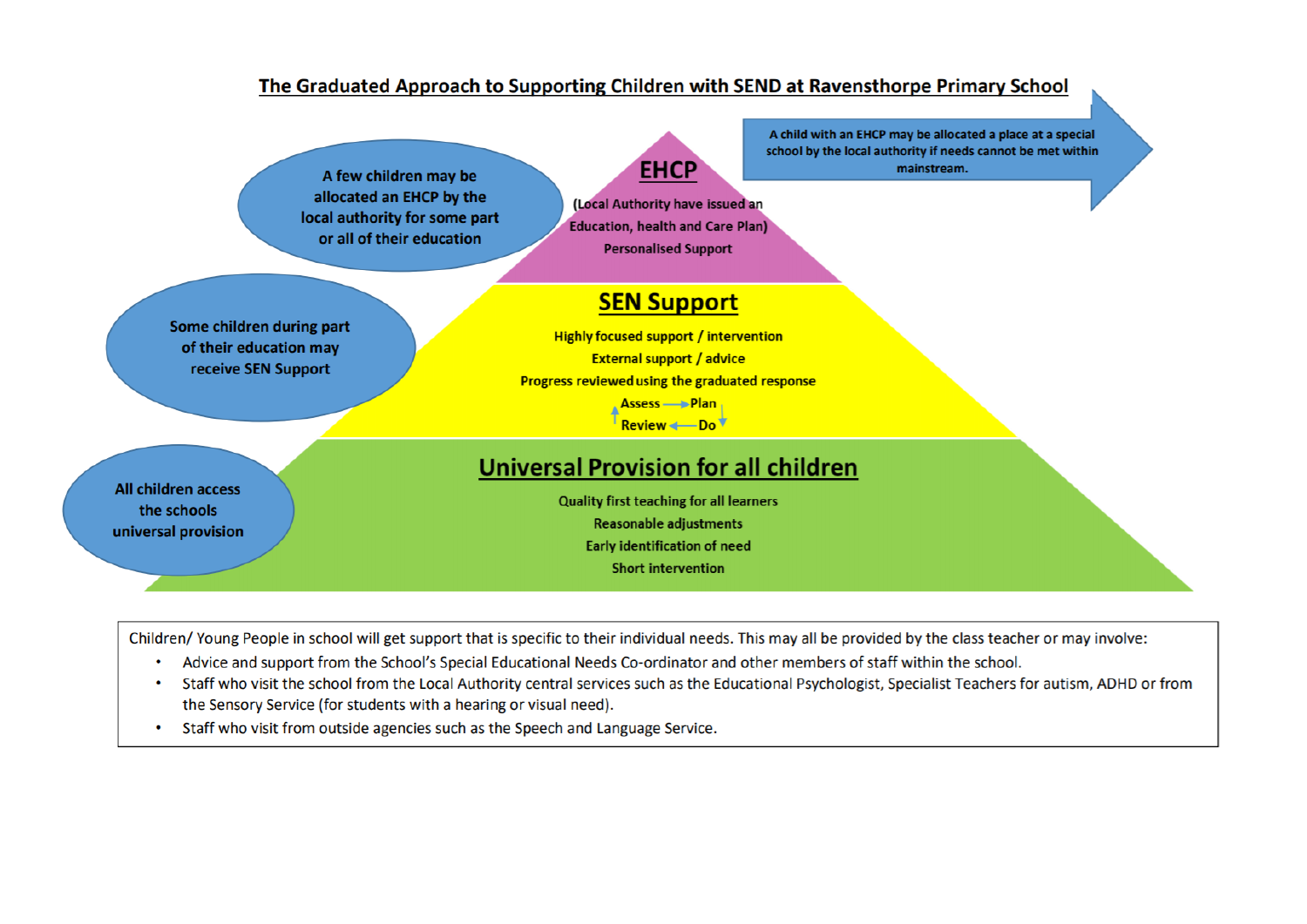# The Graduated Approach to Supporting Children with SEND at Ravensthorpe Primary School

A few children may be allocated an EHCP by the local authority for some part or all of their education

**EHCP**

(Local Authority have issued an Education, health and Care Plan)

Personalised Support

A child with an EHCP may be allocated a place at a special school by the local authority if needs cannot be met within mainstream.

Some children during part of their education may receive SEN Support

**SEN Support**

Highly focused support / intervention

External support / advice

Progress reviewed using the graduated response

Assess → Plan

Review ← Do

All children access the schools universal provision

**Universal Provision for all children**

Quality first teaching for all learners

Reasonable adjustments

Early identification of need

Short intervention

Children/ Young People in school will get support that is specific to their individual needs. This may all be provided by the class teacher or may involve:

- Advice and support from the School's Special Educational Needs Co-ordinator and other members of staff within the school.
- Staff who visit the school from the Local Authority central services such as the Educational Psychologist, Specialist Teachers for autism, ADHD or from the Sensory Service (for students with a hearing or visual need).
- Staff who visit from outside agencies such as the Speech and Language Service.